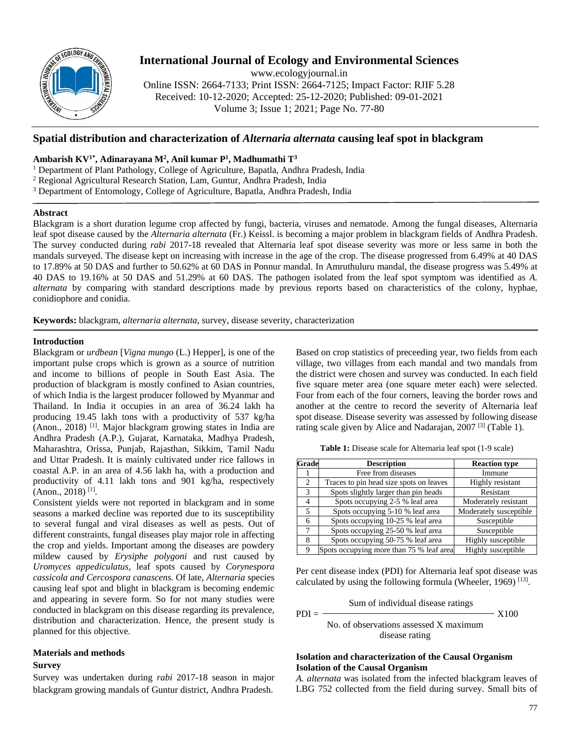# Spatial distribution and characterization of *Alternaria alternata* causing leaf spot in blackgram

**Ambarish KV[1*], Adinarayana M[2], Anil kumar P[1], Madhumathi T[3]**

[1] Department of Plant Pathology, College of Agriculture, Bapatla, Andhra Pradesh, India
[2] Regional Agricultural Research Station, Lam, Guntur, Andhra Pradesh, India
[3] Department of Entomology, College of Agriculture, Bapatla, Andhra Pradesh, India

## Abstract

Blackgram is a short duration legume crop affected by fungi, bacteria, viruses and nematode. Among the fungal diseases, Alternaria leaf spot disease caused by the *Alternaria alternata* (Fr.) Keissl. is becoming a major problem in blackgram fields of Andhra Pradesh. The survey conducted during *rabi* 2017-18 revealed that Alternaria leaf spot disease severity was more or less same in both the mandals surveyed. The disease kept on increasing with increase in the age of the crop. The disease progressed from 6.49% at 40 DAS to 17.89% at 50 DAS and further to 50.62% at 60 DAS in Ponnur mandal. In Amruthuluru mandal, the disease progress was 5.49% at 40 DAS to 19.16% at 50 DAS and 51.29% at 60 DAS. The pathogen isolated from the leaf spot symptom was identified as *A. alternata* by comparing with standard descriptions made by previous reports based on characteristics of the colony, hyphae, conidiophore and conidia.

**Keywords:** blackgram, *alternaria alternata*, survey, disease severity, characterization

## Introduction

Blackgram or *urdbean* [*Vigna mungo* (L.) Hepper], is one of the important pulse crops which is grown as a source of nutrition and income to billions of people in South East Asia. The production of blackgram is mostly confined to Asian countries, of which India is the largest producer followed by Myanmar and Thailand. In India it occupies in an area of 36.24 lakh ha producing 19.45 lakh tons with a productivity of 537 kg/ha (Anon., 2018) [1]. Major blackgram growing states in India are Andhra Pradesh (A.P.), Gujarat, Karnataka, Madhya Pradesh, Maharashtra, Orissa, Punjab, Rajasthan, Sikkim, Tamil Nadu and Uttar Pradesh. It is mainly cultivated under rice fallows in coastal A.P. in an area of 4.56 lakh ha, with a production and productivity of 4.11 lakh tons and 901 kg/ha, respectively (Anon., 2018) [1].

Consistent yields were not reported in blackgram and in some seasons a marked decline was reported due to its susceptibility to several fungal and viral diseases as well as pests. Out of different constraints, fungal diseases play major role in affecting the crop and yields. Important among the diseases are powdery mildew caused by *Erysiphe polygoni* and rust caused by *Uromyces appediculatus*, leaf spots caused by *Corynespora cassicola and Cercospora canascens.* Of late, *Alternaria* species causing leaf spot and blight in blackgram is becoming endemic and appearing in severe form. So for not many studies were conducted in blackgram on this disease regarding its prevalence, distribution and characterization. Hence, the present study is planned for this objective.

## Materials and methods

### Survey

Survey was undertaken during *rabi* 2017-18 season in major blackgram growing mandals of Guntur district, Andhra Pradesh. Based on crop statistics of preceeding year, two fields from each village, two villages from each mandal and two mandals from the district were chosen and survey was conducted. In each field five square meter area (one square meter each) were selected. Four from each of the four corners, leaving the border rows and another at the centre to record the severity of Alternaria leaf spot disease. Disease severity was assessed by following disease rating scale given by Alice and Nadarajan, 2007 [3] (Table 1).

**Table 1:** Disease scale for Alternaria leaf spot (1-9 scale)

| Grade | Description | Reaction type |
| --- | --- | --- |
| 1 | Free from diseases | Immune |
| 2 | Traces to pin head size spots on leaves | Highly resistant |
| 3 | Spots slightly larger than pin heads | Resistant |
| 4 | Spots occupying 2-5 % leaf area | Moderately resistant |
| 5 | Spots occupying 5-10 % leaf area | Moderately susceptible |
| 6 | Spots occupying 10-25 % leaf area | Susceptible |
| 7 | Spots occupying 25-50 % leaf area | Susceptible |
| 8 | Spots occupying 50-75 % leaf area | Highly susceptible |
| 9 | Spots occupying more than 75 % leaf area | Highly susceptible |

Per cent disease index (PDI) for Alternaria leaf spot disease was calculated by using the following formula (Wheeler, 1969) [13].

$$PDI = \frac{\text{Sum of individual disease ratings}}{\text{No. of observations assessed X maximum disease rating}} \times 100$$

### Isolation and characterization of the Causal Organism

### Isolation of the Causal Organism

*A. alternata* was isolated from the infected blackgram leaves of LBG 752 collected from the field during survey. Small bits of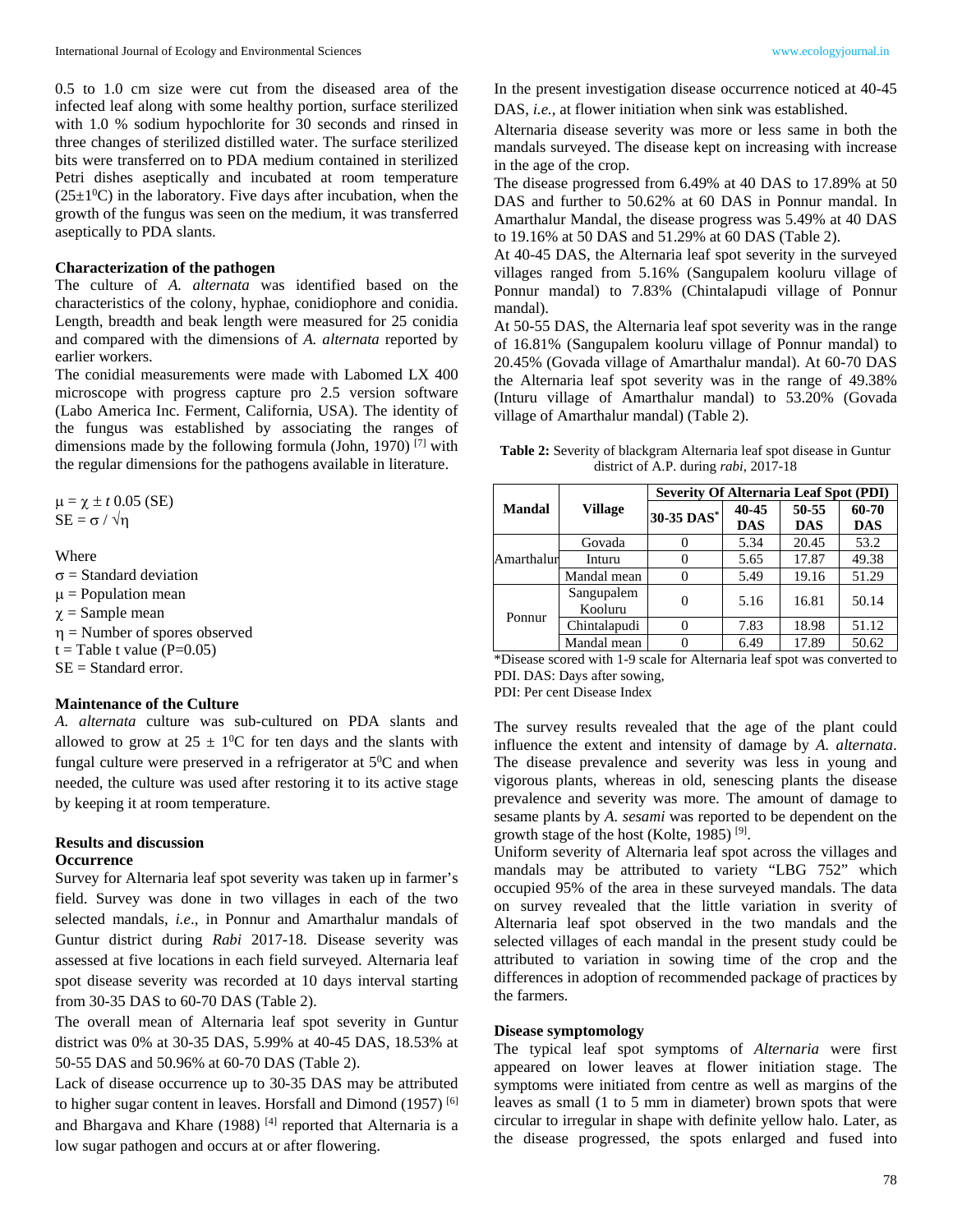0.5 to 1.0 cm size were cut from the diseased area of the infected leaf along with some healthy portion, surface sterilized with 1.0 % sodium hypochlorite for 30 seconds and rinsed in three changes of sterilized distilled water. The surface sterilized bits were transferred on to PDA medium contained in sterilized Petri dishes aseptically and incubated at room temperature ($25\pm1^0$C) in the laboratory. Five days after incubation, when the growth of the fungus was seen on the medium, it was transferred aseptically to PDA slants.

**Characterization of the pathogen**

The culture of *A. alternata* was identified based on the characteristics of the colony, hyphae, conidiophore and conidia. Length, breadth and beak length were measured for 25 conidia and compared with the dimensions of *A. alternata* reported by earlier workers.

The conidial measurements were made with Labomed LX 400 microscope with progress capture pro 2.5 version software (Labo America Inc. Ferment, California, USA). The identity of the fungus was established by associating the ranges of dimensions made by the following formula (John, 1970) [7] with the regular dimensions for the pathogens available in literature.

$$\mu = \chi \pm t\ 0.05\ (SE)$$
$$SE = \sigma / \sqrt{\eta}$$

Where
$\sigma$ = Standard deviation
$\mu$ = Population mean
$\chi$ = Sample mean
$\eta$ = Number of spores observed
t = Table t value (P=0.05)
SE = Standard error.

**Maintenance of the Culture**

*A. alternata* culture was sub-cultured on PDA slants and allowed to grow at $25 \pm 1^0$C for ten days and the slants with fungal culture were preserved in a refrigerator at $5^0$C and when needed, the culture was used after restoring it to its active stage by keeping it at room temperature.

**Results and discussion**

**Occurrence**

Survey for Alternaria leaf spot severity was taken up in farmer's field. Survey was done in two villages in each of the two selected mandals, *i.e*., in Ponnur and Amarthalur mandals of Guntur district during *Rabi* 2017-18. Disease severity was assessed at five locations in each field surveyed. Alternaria leaf spot disease severity was recorded at 10 days interval starting from 30-35 DAS to 60-70 DAS (Table 2).

The overall mean of Alternaria leaf spot severity in Guntur district was 0% at 30-35 DAS, 5.99% at 40-45 DAS, 18.53% at 50-55 DAS and 50.96% at 60-70 DAS (Table 2).

Lack of disease occurrence up to 30-35 DAS may be attributed to higher sugar content in leaves. Horsfall and Dimond (1957) [6] and Bhargava and Khare (1988) [4] reported that Alternaria is a low sugar pathogen and occurs at or after flowering.

In the present investigation disease occurrence noticed at 40-45 DAS, *i.e.*, at flower initiation when sink was established.

Alternaria disease severity was more or less same in both the mandals surveyed. The disease kept on increasing with increase in the age of the crop.

The disease progressed from 6.49% at 40 DAS to 17.89% at 50 DAS and further to 50.62% at 60 DAS in Ponnur mandal. In Amarthalur Mandal, the disease progress was 5.49% at 40 DAS to 19.16% at 50 DAS and 51.29% at 60 DAS (Table 2).

At 40-45 DAS, the Alternaria leaf spot severity in the surveyed villages ranged from 5.16% (Sangupalem kooluru village of Ponnur mandal) to 7.83% (Chintalapudi village of Ponnur mandal).

At 50-55 DAS, the Alternaria leaf spot severity was in the range of 16.81% (Sangupalem kooluru village of Ponnur mandal) to 20.45% (Govada village of Amarthalur mandal). At 60-70 DAS the Alternaria leaf spot severity was in the range of 49.38% (Inturu village of Amarthalur mandal) to 53.20% (Govada village of Amarthalur mandal) (Table 2).

**Table 2:** Severity of blackgram Alternaria leaf spot disease in Guntur district of A.P. during *rabi*, 2017-18

| Mandal | Village | Severity Of Alternaria Leaf Spot (PDI) | | | |
|---|---|---|---|---|---|
| | | 30-35 DAS* | 40-45 DAS | 50-55 DAS | 60-70 DAS |
| Amarthalur | Govada | 0 | 5.34 | 20.45 | 53.2 |
| | Inturu | 0 | 5.65 | 17.87 | 49.38 |
| | Mandal mean | 0 | 5.49 | 19.16 | 51.29 |
| Ponnur | Sangupalem Kooluru | 0 | 5.16 | 16.81 | 50.14 |
| | Chintalapudi | 0 | 7.83 | 18.98 | 51.12 |
| | Mandal mean | 0 | 6.49 | 17.89 | 50.62 |

*Disease scored with 1-9 scale for Alternaria leaf spot was converted to PDI. DAS: Days after sowing,
PDI: Per cent Disease Index

The survey results revealed that the age of the plant could influence the extent and intensity of damage by *A. alternata*. The disease prevalence and severity was less in young and vigorous plants, whereas in old, senescing plants the disease prevalence and severity was more. The amount of damage to sesame plants by *A. sesami* was reported to be dependent on the growth stage of the host (Kolte, 1985) [9].

Uniform severity of Alternaria leaf spot across the villages and mandals may be attributed to variety "LBG 752" which occupied 95% of the area in these surveyed mandals. The data on survey revealed that the little variation in sverity of Alternaria leaf spot observed in the two mandals and the selected villages of each mandal in the present study could be attributed to variation in sowing time of the crop and the differences in adoption of recommended package of practices by the farmers.

**Disease symptomology**

The typical leaf spot symptoms of *Alternaria* were first appeared on lower leaves at flower initiation stage. The symptoms were initiated from centre as well as margins of the leaves as small (1 to 5 mm in diameter) brown spots that were circular to irregular in shape with definite yellow halo. Later, as the disease progressed, the spots enlarged and fused into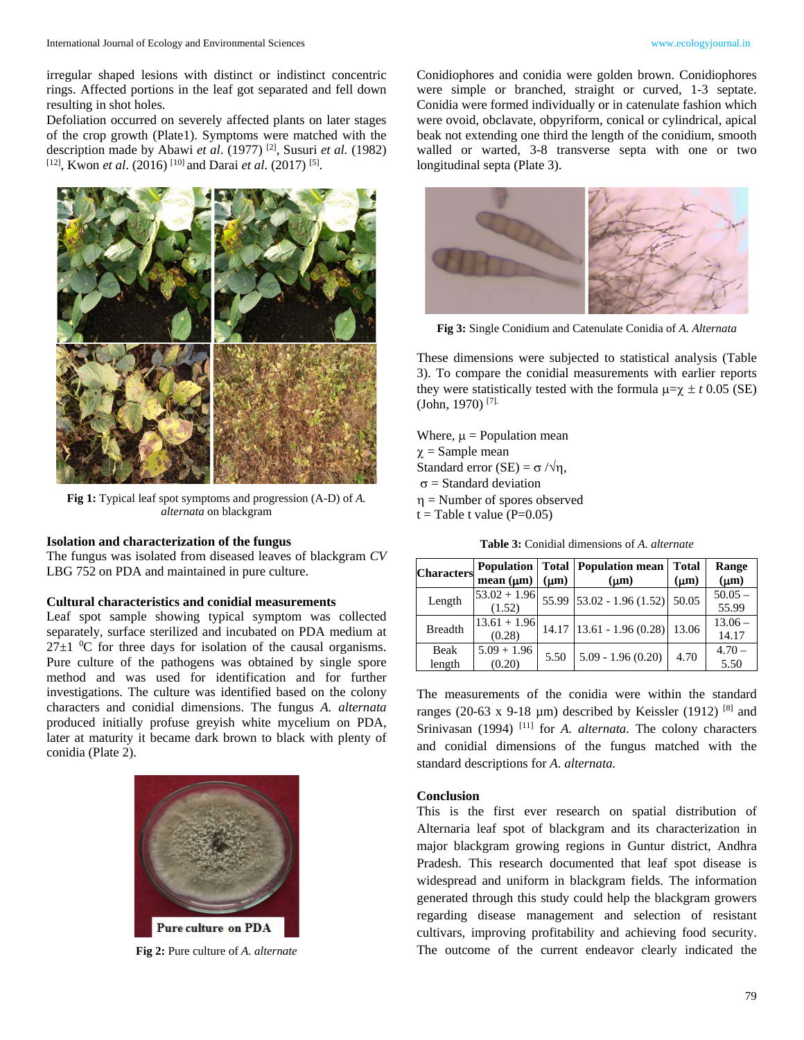irregular shaped lesions with distinct or indistinct concentric rings. Affected portions in the leaf got separated and fell down resulting in shot holes.

Defoliation occurred on severely affected plants on later stages of the crop growth (Plate1). Symptoms were matched with the description made by Abawi *et al*. (1977) [2], Susuri *et al.* (1982) [12], Kwon *et al*. (2016) [10] and Darai *et al*. (2017) [5].

**Fig 1:** Typical leaf spot symptoms and progression (A-D) of *A. alternata* on blackgram

### Isolation and characterization of the fungus

The fungus was isolated from diseased leaves of blackgram *CV* LBG 752 on PDA and maintained in pure culture.

### Cultural characteristics and conidial measurements

Leaf spot sample showing typical symptom was collected separately, surface sterilized and incubated on PDA medium at 27±1 $^{0}$C for three days for isolation of the causal organisms. Pure culture of the pathogens was obtained by single spore method and was used for identification and for further investigations. The culture was identified based on the colony characters and conidial dimensions. The fungus *A. alternata* produced initially profuse greyish white mycelium on PDA, later at maturity it became dark brown to black with plenty of conidia (Plate 2).

**Fig 2:** Pure culture of *A. alternate*

Conidiophores and conidia were golden brown. Conidiophores were simple or branched, straight or curved, 1-3 septate. Conidia were formed individually or in catenulate fashion which were ovoid, obclavate, obpyriform, conical or cylindrical, apical beak not extending one third the length of the conidium, smooth walled or warted, 3-8 transverse septa with one or two longitudinal septa (Plate 3).

**Fig 3:** Single Conidium and Catenulate Conidia of *A. Alternata*

These dimensions were subjected to statistical analysis (Table 3). To compare the conidial measurements with earlier reports they were statistically tested with the formula $\mu = \chi \pm t\ 0.05\ (SE)$ (John, 1970) [7].

Where, $\mu$ = Population mean
$\chi$ = Sample mean
Standard error (SE) = $\sigma / \sqrt{\eta}$,
$\sigma$ = Standard deviation
$\eta$ = Number of spores observed
t = Table t value (P=0.05)

**Table 3:** Conidial dimensions of *A. alternate*

| Characters | Population mean (μm) | Total (μm) | Population mean (μm) | Total (μm) | Range (μm) |
|---|---|---|---|---|---|
| Length | 53.02 + 1.96 (1.52) | 55.99 | 53.02 - 1.96 (1.52) | 50.05 | 50.05 – 55.99 |
| Breadth | 13.61 + 1.96 (0.28) | 14.17 | 13.61 - 1.96 (0.28) | 13.06 | 13.06 – 14.17 |
| Beak length | 5.09 + 1.96 (0.20) | 5.50 | 5.09 - 1.96 (0.20) | 4.70 | 4.70 – 5.50 |

The measurements of the conidia were within the standard ranges (20-63 x 9-18 μm) described by Keissler (1912) [8] and Srinivasan (1994) [11] for *A. alternata*. The colony characters and conidial dimensions of the fungus matched with the standard descriptions for *A. alternata.*

## Conclusion

This is the first ever research on spatial distribution of Alternaria leaf spot of blackgram and its characterization in major blackgram growing regions in Guntur district, Andhra Pradesh. This research documented that leaf spot disease is widespread and uniform in blackgram fields. The information generated through this study could help the blackgram growers regarding disease management and selection of resistant cultivars, improving profitability and achieving food security. The outcome of the current endeavor clearly indicated the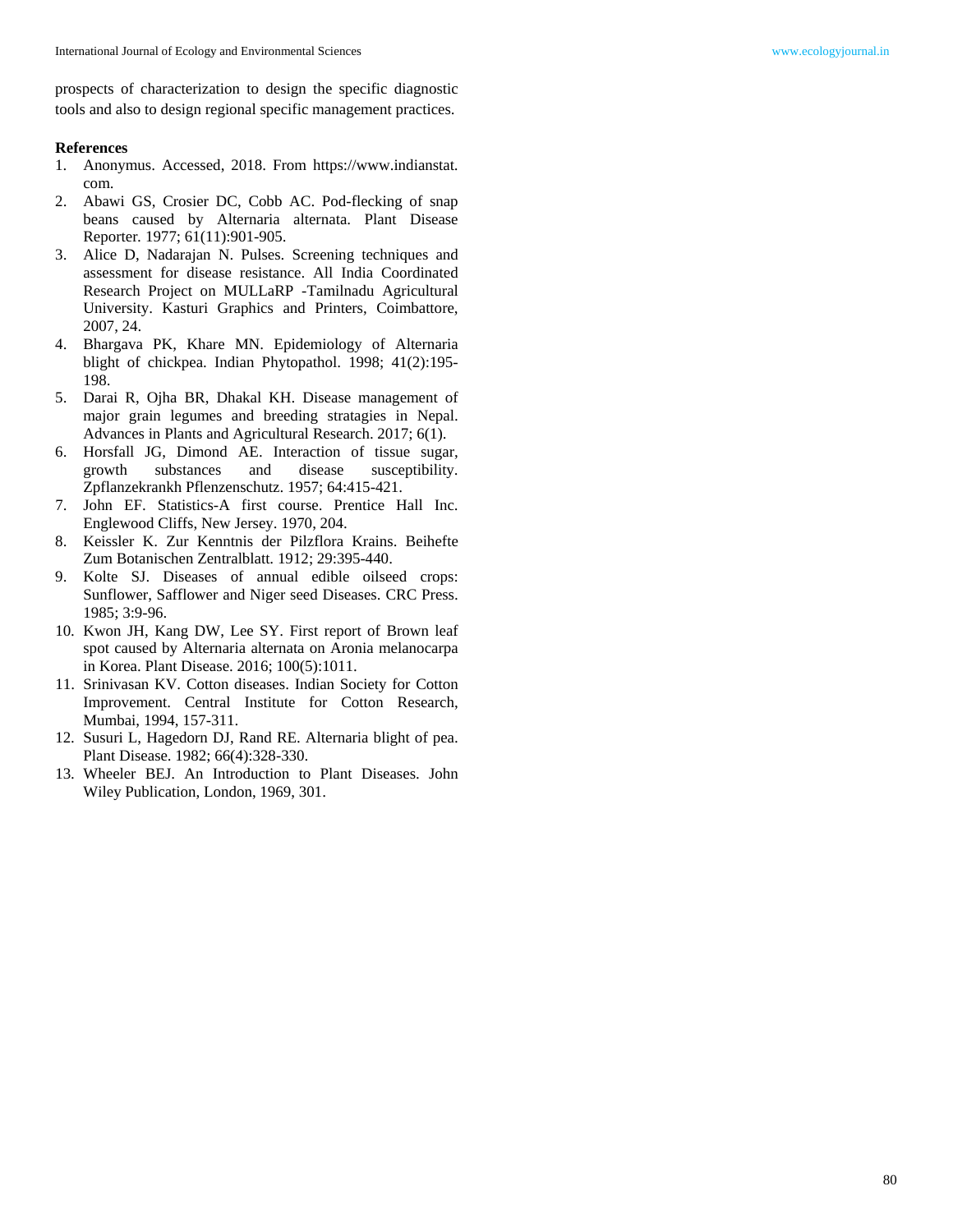prospects of characterization to design the specific diagnostic tools and also to design regional specific management practices.

## References

1. Anonymus. Accessed, 2018. From https://www.indianstat.com.
2. Abawi GS, Crosier DC, Cobb AC. Pod-flecking of snap beans caused by Alternaria alternata. Plant Disease Reporter. 1977; 61(11):901-905.
3. Alice D, Nadarajan N. Pulses. Screening techniques and assessment for disease resistance. All India Coordinated Research Project on MULLaRP -Tamilnadu Agricultural University. Kasturi Graphics and Printers, Coimbattore, 2007, 24.
4. Bhargava PK, Khare MN. Epidemiology of Alternaria blight of chickpea. Indian Phytopathol. 1998; 41(2):195-198.
5. Darai R, Ojha BR, Dhakal KH. Disease management of major grain legumes and breeding stratagies in Nepal. Advances in Plants and Agricultural Research. 2017; 6(1).
6. Horsfall JG, Dimond AE. Interaction of tissue sugar, growth substances and disease susceptibility. Zpflanzekrankh Pflenzenschutz. 1957; 64:415-421.
7. John EF. Statistics-A first course. Prentice Hall Inc. Englewood Cliffs, New Jersey. 1970, 204.
8. Keissler K. Zur Kenntnis der Pilzflora Krains. Beihefte Zum Botanischen Zentralblatt. 1912; 29:395-440.
9. Kolte SJ. Diseases of annual edible oilseed crops: Sunflower, Safflower and Niger seed Diseases. CRC Press. 1985; 3:9-96.
10. Kwon JH, Kang DW, Lee SY. First report of Brown leaf spot caused by Alternaria alternata on Aronia melanocarpa in Korea. Plant Disease. 2016; 100(5):1011.
11. Srinivasan KV. Cotton diseases. Indian Society for Cotton Improvement. Central Institute for Cotton Research, Mumbai, 1994, 157-311.
12. Susuri L, Hagedorn DJ, Rand RE. Alternaria blight of pea. Plant Disease. 1982; 66(4):328-330.
13. Wheeler BEJ. An Introduction to Plant Diseases. John Wiley Publication, London, 1969, 301.